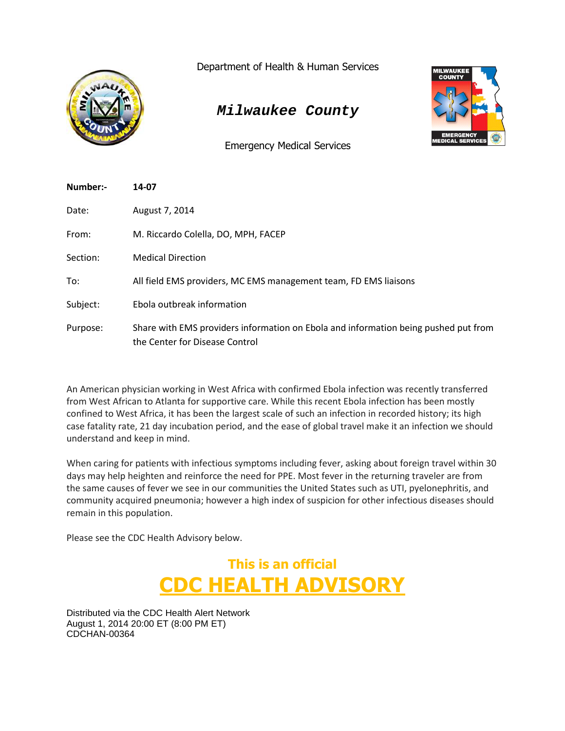Department of Health & Human Services

# Milwaukee County

Emergency Medical Services

| | |
|---|---|
| **Number:-** | **14-07** |
| Date: | August 7, 2014 |
| From: | M. Riccardo Colella, DO, MPH, FACEP |
| Section: | Medical Direction |
| To: | All field EMS providers, MC EMS management team, FD EMS liaisons |
| Subject: | Ebola outbreak information |
| Purpose: | Share with EMS providers information on Ebola and information being pushed put from the Center for Disease Control |

An American physician working in West Africa with confirmed Ebola infection was recently transferred from West African to Atlanta for supportive care. While this recent Ebola infection has been mostly confined to West Africa, it has been the largest scale of such an infection in recorded history; its high case fatality rate, 21 day incubation period, and the ease of global travel make it an infection we should understand and keep in mind.

When caring for patients with infectious symptoms including fever, asking about foreign travel within 30 days may help heighten and reinforce the need for PPE. Most fever in the returning traveler are from the same causes of fever we see in our communities the United States such as UTI, pyelonephritis, and community acquired pneumonia; however a high index of suspicion for other infectious diseases should remain in this population.

Please see the CDC Health Advisory below.

## This is an official

## CDC HEALTH ADVISORY

Distributed via the CDC Health Alert Network
August 1, 2014 20:00 ET (8:00 PM ET)
CDCHAN-00364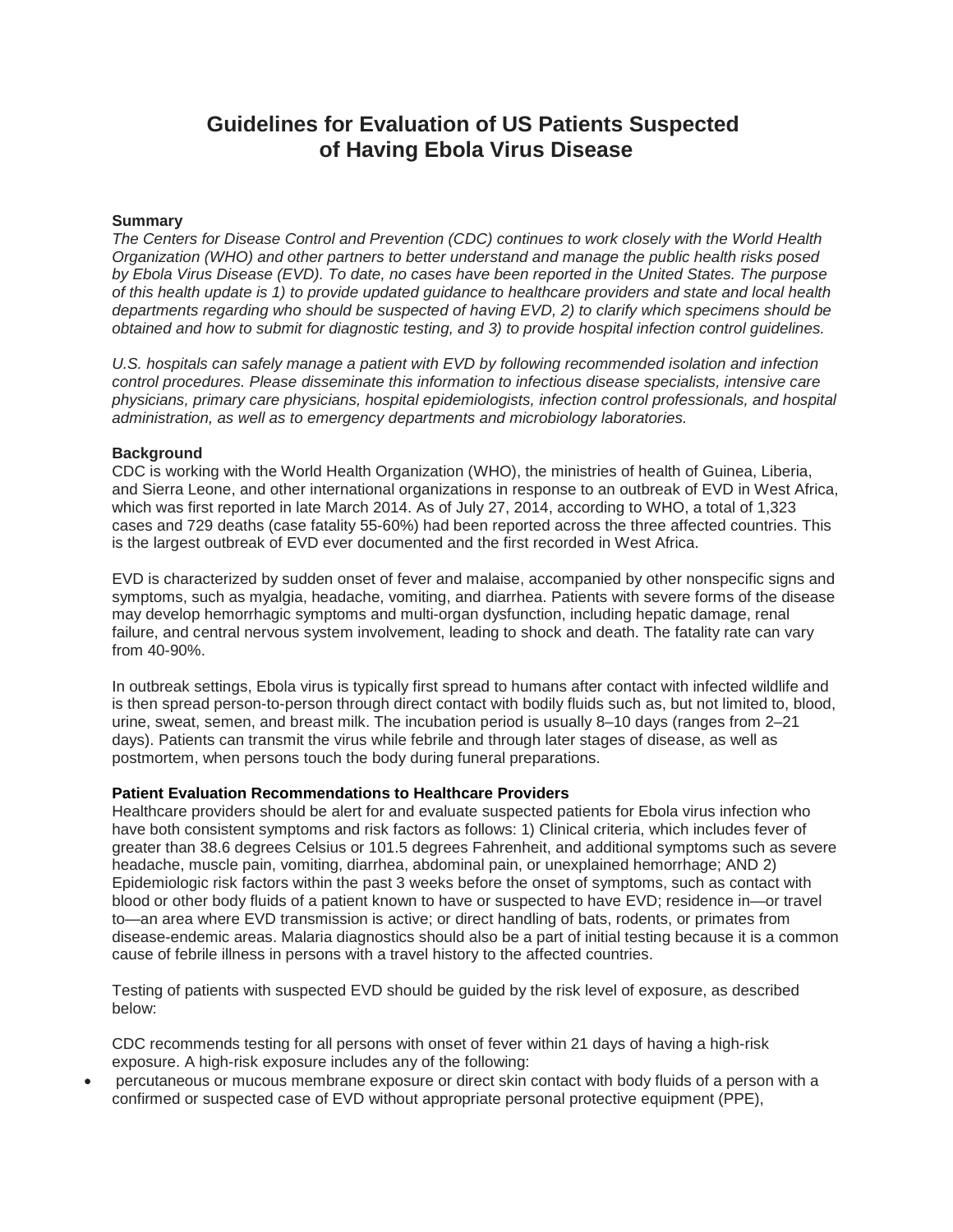# Guidelines for Evaluation of US Patients Suspected of Having Ebola Virus Disease

**Summary**

*The Centers for Disease Control and Prevention (CDC) continues to work closely with the World Health Organization (WHO) and other partners to better understand and manage the public health risks posed by Ebola Virus Disease (EVD). To date, no cases have been reported in the United States. The purpose of this health update is 1) to provide updated guidance to healthcare providers and state and local health departments regarding who should be suspected of having EVD, 2) to clarify which specimens should be obtained and how to submit for diagnostic testing, and 3) to provide hospital infection control guidelines.*

*U.S. hospitals can safely manage a patient with EVD by following recommended isolation and infection control procedures. Please disseminate this information to infectious disease specialists, intensive care physicians, primary care physicians, hospital epidemiologists, infection control professionals, and hospital administration, as well as to emergency departments and microbiology laboratories.*

**Background**

CDC is working with the World Health Organization (WHO), the ministries of health of Guinea, Liberia, and Sierra Leone, and other international organizations in response to an outbreak of EVD in West Africa, which was first reported in late March 2014. As of July 27, 2014, according to WHO, a total of 1,323 cases and 729 deaths (case fatality 55-60%) had been reported across the three affected countries. This is the largest outbreak of EVD ever documented and the first recorded in West Africa.

EVD is characterized by sudden onset of fever and malaise, accompanied by other nonspecific signs and symptoms, such as myalgia, headache, vomiting, and diarrhea. Patients with severe forms of the disease may develop hemorrhagic symptoms and multi-organ dysfunction, including hepatic damage, renal failure, and central nervous system involvement, leading to shock and death. The fatality rate can vary from 40-90%.

In outbreak settings, Ebola virus is typically first spread to humans after contact with infected wildlife and is then spread person-to-person through direct contact with bodily fluids such as, but not limited to, blood, urine, sweat, semen, and breast milk. The incubation period is usually 8–10 days (ranges from 2–21 days). Patients can transmit the virus while febrile and through later stages of disease, as well as postmortem, when persons touch the body during funeral preparations.

**Patient Evaluation Recommendations to Healthcare Providers**

Healthcare providers should be alert for and evaluate suspected patients for Ebola virus infection who have both consistent symptoms and risk factors as follows: 1) Clinical criteria, which includes fever of greater than 38.6 degrees Celsius or 101.5 degrees Fahrenheit, and additional symptoms such as severe headache, muscle pain, vomiting, diarrhea, abdominal pain, or unexplained hemorrhage; AND 2) Epidemiologic risk factors within the past 3 weeks before the onset of symptoms, such as contact with blood or other body fluids of a patient known to have or suspected to have EVD; residence in—or travel to—an area where EVD transmission is active; or direct handling of bats, rodents, or primates from disease-endemic areas. Malaria diagnostics should also be a part of initial testing because it is a common cause of febrile illness in persons with a travel history to the affected countries.

Testing of patients with suspected EVD should be guided by the risk level of exposure, as described below:

CDC recommends testing for all persons with onset of fever within 21 days of having a high-risk exposure. A high-risk exposure includes any of the following:

- percutaneous or mucous membrane exposure or direct skin contact with body fluids of a person with a confirmed or suspected case of EVD without appropriate personal protective equipment (PPE),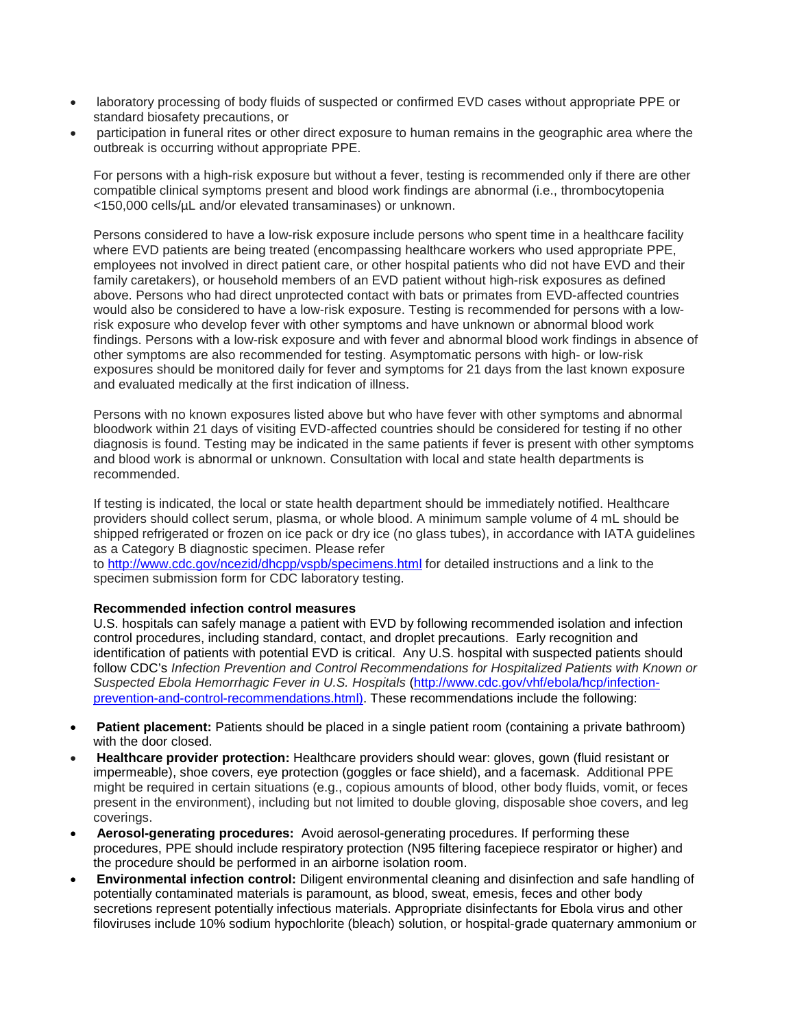- laboratory processing of body fluids of suspected or confirmed EVD cases without appropriate PPE or standard biosafety precautions, or
- participation in funeral rites or other direct exposure to human remains in the geographic area where the outbreak is occurring without appropriate PPE.

For persons with a high-risk exposure but without a fever, testing is recommended only if there are other compatible clinical symptoms present and blood work findings are abnormal (i.e., thrombocytopenia <150,000 cells/µL and/or elevated transaminases) or unknown.

Persons considered to have a low-risk exposure include persons who spent time in a healthcare facility where EVD patients are being treated (encompassing healthcare workers who used appropriate PPE, employees not involved in direct patient care, or other hospital patients who did not have EVD and their family caretakers), or household members of an EVD patient without high-risk exposures as defined above. Persons who had direct unprotected contact with bats or primates from EVD-affected countries would also be considered to have a low-risk exposure. Testing is recommended for persons with a low-risk exposure who develop fever with other symptoms and have unknown or abnormal blood work findings. Persons with a low-risk exposure and with fever and abnormal blood work findings in absence of other symptoms are also recommended for testing. Asymptomatic persons with high- or low-risk exposures should be monitored daily for fever and symptoms for 21 days from the last known exposure and evaluated medically at the first indication of illness.

Persons with no known exposures listed above but who have fever with other symptoms and abnormal bloodwork within 21 days of visiting EVD-affected countries should be considered for testing if no other diagnosis is found. Testing may be indicated in the same patients if fever is present with other symptoms and blood work is abnormal or unknown. Consultation with local and state health departments is recommended.

If testing is indicated, the local or state health department should be immediately notified. Healthcare providers should collect serum, plasma, or whole blood. A minimum sample volume of 4 mL should be shipped refrigerated or frozen on ice pack or dry ice (no glass tubes), in accordance with IATA guidelines as a Category B diagnostic specimen. Please refer to [http://www.cdc.gov/ncezid/dhcpp/vspb/specimens.html](http://www.cdc.gov/ncezid/dhcpp/vspb/specimens.html) for detailed instructions and a link to the specimen submission form for CDC laboratory testing.

**Recommended infection control measures**

U.S. hospitals can safely manage a patient with EVD by following recommended isolation and infection control procedures, including standard, contact, and droplet precautions. Early recognition and identification of patients with potential EVD is critical. Any U.S. hospital with suspected patients should follow CDC's *Infection Prevention and Control Recommendations for Hospitalized Patients with Known or Suspected Ebola Hemorrhagic Fever in U.S. Hospitals* ([http://www.cdc.gov/vhf/ebola/hcp/infection-prevention-and-control-recommendations.html](http://www.cdc.gov/vhf/ebola/hcp/infection-prevention-and-control-recommendations.html)). These recommendations include the following:

- **Patient placement:** Patients should be placed in a single patient room (containing a private bathroom) with the door closed.
- **Healthcare provider protection:** Healthcare providers should wear: gloves, gown (fluid resistant or impermeable), shoe covers, eye protection (goggles or face shield), and a facemask. Additional PPE might be required in certain situations (e.g., copious amounts of blood, other body fluids, vomit, or feces present in the environment), including but not limited to double gloving, disposable shoe covers, and leg coverings.
- **Aerosol-generating procedures:** Avoid aerosol-generating procedures. If performing these procedures, PPE should include respiratory protection (N95 filtering facepiece respirator or higher) and the procedure should be performed in an airborne isolation room.
- **Environmental infection control:** Diligent environmental cleaning and disinfection and safe handling of potentially contaminated materials is paramount, as blood, sweat, emesis, feces and other body secretions represent potentially infectious materials. Appropriate disinfectants for Ebola virus and other filoviruses include 10% sodium hypochlorite (bleach) solution, or hospital-grade quaternary ammonium or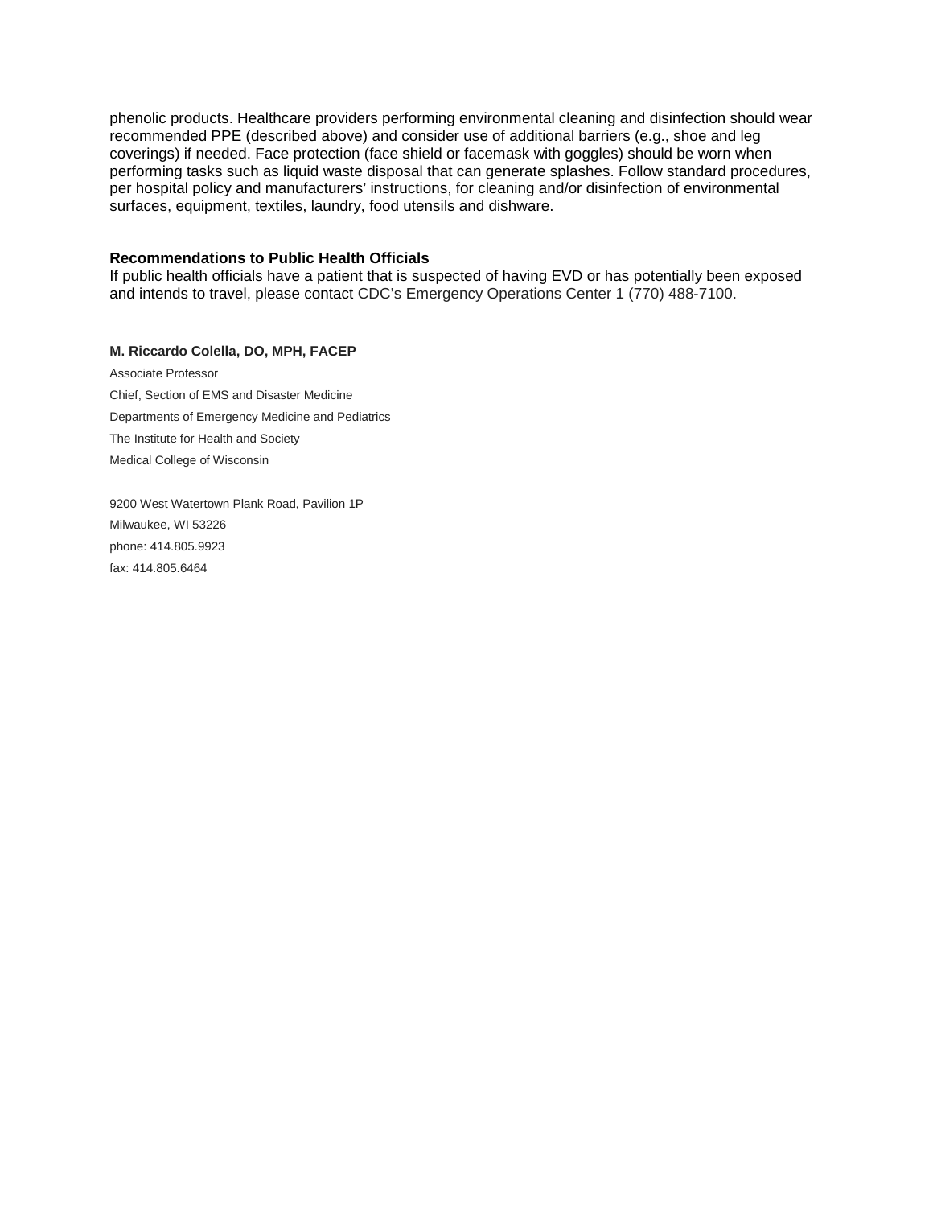phenolic products. Healthcare providers performing environmental cleaning and disinfection should wear recommended PPE (described above) and consider use of additional barriers (e.g., shoe and leg coverings) if needed. Face protection (face shield or facemask with goggles) should be worn when performing tasks such as liquid waste disposal that can generate splashes. Follow standard procedures, per hospital policy and manufacturers' instructions, for cleaning and/or disinfection of environmental surfaces, equipment, textiles, laundry, food utensils and dishware.

**Recommendations to Public Health Officials**

If public health officials have a patient that is suspected of having EVD or has potentially been exposed and intends to travel, please contact CDC's Emergency Operations Center 1 (770) 488-7100.

**M. Riccardo Colella, DO, MPH, FACEP**

Associate Professor

Chief, Section of EMS and Disaster Medicine

Departments of Emergency Medicine and Pediatrics

The Institute for Health and Society

Medical College of Wisconsin

9200 West Watertown Plank Road, Pavilion 1P

Milwaukee, WI 53226

phone: 414.805.9923

fax: 414.805.6464